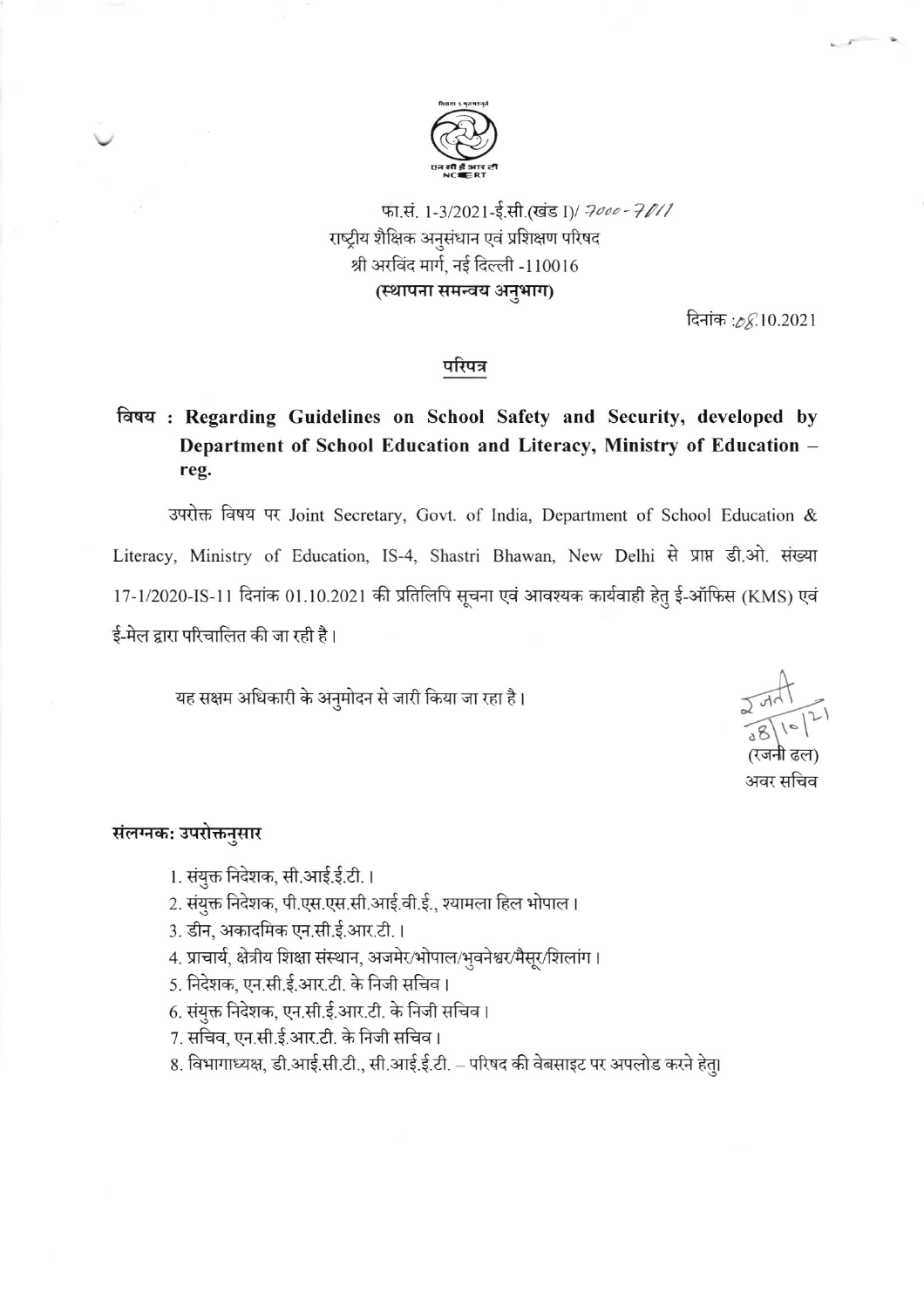फा.सं. 1-3/2021-ई.सी.(खंड I)/ 7000-7011

राष्ट्रीय शैक्षिक अनुसंधान एवं प्रशिक्षण परिषद

श्री अरविंद मार्ग, नई दिल्ली -110016

**(स्थापना समन्वय अनुभाग)**

दिनांक :08.10.2021

## परिपत्र

**विषय : Regarding Guidelines on School Safety and Security, developed by Department of School Education and Literacy, Ministry of Education – reg.**

उपरोक्त विषय पर Joint Secretary, Govt. of India, Department of School Education & Literacy, Ministry of Education, IS-4, Shastri Bhawan, New Delhi से प्राप्त डी.ओ. संख्या 17-1/2020-IS-11 दिनांक 01.10.2021 की प्रतिलिपि सूचना एवं आवश्यक कार्यवाही हेतु ई-ऑफिस (KMS) एवं ई-मेल द्वारा परिचालित की जा रही है।

यह सक्षम अधिकारी के अनुमोदन से जारी किया जा रहा है।

(रजनी ढल)
अवर सचिव

**संलग्नक: उपरोक्तनुसार**

1. संयुक्त निदेशक, सी.आई.ई.टी.।
2. संयुक्त निदेशक, पी.एस.एस.सी.आई.वी.ई., श्यामला हिल भोपाल।
3. डीन, अकादमिक एन.सी.ई.आर.टी.।
4. प्राचार्य, क्षेत्रीय शिक्षा संस्थान, अजमेर/भोपाल/भुवनेश्वर/मैसूर/शिलांग।
5. निदेशक, एन.सी.ई.आर.टी. के निजी सचिव।
6. संयुक्त निदेशक, एन.सी.ई.आर.टी. के निजी सचिव।
7. सचिव, एन.सी.ई.आर.टी. के निजी सचिव।
8. विभागाध्यक्ष, डी.आई.सी.टी., सी.आई.ई.टी. – परिषद की वेबसाइट पर अपलोड करने हेतु।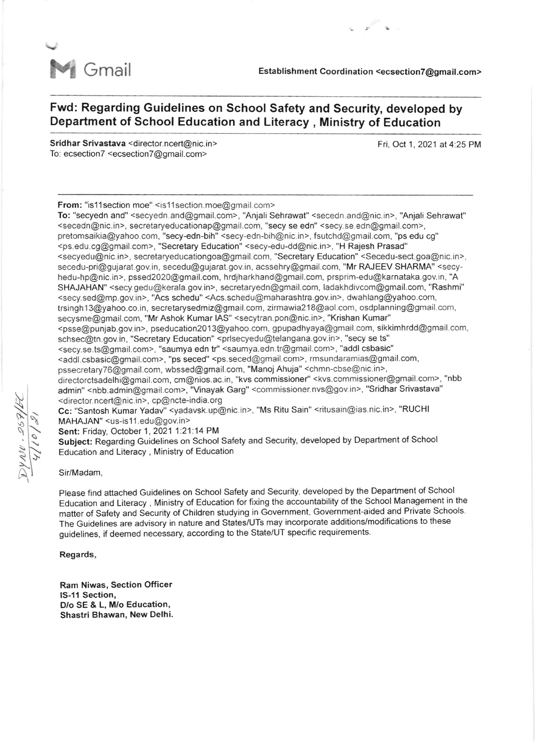**Gmail** Establishment Coordination <ecsection7@gmail.com>

## Fwd: Regarding Guidelines on School Safety and Security, developed by Department of School Education and Literacy , Ministry of Education

**Sridhar Srivastava** <director.ncert@nic.in>
To: ecsection7 <ecsection7@gmail.com>

Fri, Oct 1, 2021 at 4:25 PM

---

**From:** "is11section moe" <is11section.moe@gmail.com>
**To:** "secyedn and" <secyedn.and@gmail.com>, "Anjali Sehrawat" <secedn.and@nic.in>, "Anjali Sehrawat" <secedn@nic.in>, secretaryeducationap@gmail.com, "secy se edn" <secy.se.edn@gmail.com>, pretomsaikia@yahoo.com, "secy-edn-bih" <secy-edn-bih@nic.in>, fsutchd@gmail.com, "ps edu cg" <ps.edu.cg@gmail.com>, "Secretary Education" <secy-edu-dd@nic.in>, "H Rajesh Prasad" <secyedu@nic.in>, secretaryeducationgoa@gmail.com, "Secretary Education" <Secedu-sect.goa@nic.in>, secedu-pri@gujarat.gov.in, secedu@gujarat.gov.in, acssehry@gmail.com, "Mr RAJEEV SHARMA" <secy-hedu-hp@nic.in>, pssed2020@gmail.com, hrdjharkhand@gmail.com, prsprim-edu@karnataka.gov.in, "A SHAJAHAN" <secy.gedu@kerala.gov.in>, secretaryedn@gmail.com, ladakhdivcom@gmail.com, "Rashmi" <secy.sed@mp.gov.in>, "Acs schedu" <Acs.schedu@maharashtra.gov.in>, dwahlang@yahoo.com, trsingh13@yahoo.co.in, secretarysedmiz@gmail.com, zirmawia218@aol.com, osdplanning@gmail.com, secysme@gmail.com, "Mr Ashok Kumar IAS" <secytran.pon@nic.in>, "Krishan Kumar" <psse@punjab.gov.in>, pseducation2013@yahoo.com, gpupadhyaya@gmail.com, sikkimhrdd@gmail.com, schsec@tn.gov.in, "Secretary Education" <prlsecyedu@telangana.gov.in>, "secy se ts" <secy.se.ts@gmail.com>, "saumya edn tr" <saumya.edn.tr@gmail.com>, "addl csbasic" <addl.csbasic@gmail.com>, "ps seced" <ps.seced@gmail.com>, rmsundaramias@gmail.com, pssecretary76@gmail.com, wbssed@gmail.com, "Manoj Ahuja" <chmn-cbse@nic.in>, directorctsadelhi@gmail.com, cm@nios.ac.in, "kvs commissioner" <kvs.commissioner@gmail.com>, "nbb admin" <nbb.admin@gmail.com>, "Vinayak Garg" <commissioner.nvs@gov.in>, "Sridhar Srivastava" <director.ncert@nic.in>, cp@ncte-india.org
**Cc:** "Santosh Kumar Yadav" <yadavsk.up@nic.in>, "Ms Ritu Sain" <ritusain@ias.nic.in>, "RUCHI MAHAJAN" <us-is11.edu@gov.in>
**Sent:** Friday, October 1, 2021 1:21:14 PM
**Subject:** Regarding Guidelines on School Safety and Security, developed by Department of School Education and Literacy , Ministry of Education

Sir/Madam,

Please find attached Guidelines on School Safety and Security, developed by the Department of School Education and Literacy , Ministry of Education for fixing the accountability of the School Management in the matter of Safety and Security of Children studying in Government, Government-aided and Private Schools. The Guidelines are advisory in nature and States/UTs may incorporate additions/modifications to these guidelines, if deemed necessary, according to the State/UT specific requirements.

**Regards,**

**Ram Niwas, Section Officer**
**IS-11 Section,**
**D/o SE & L, M/o Education,**
**Shastri Bhawan, New Delhi.**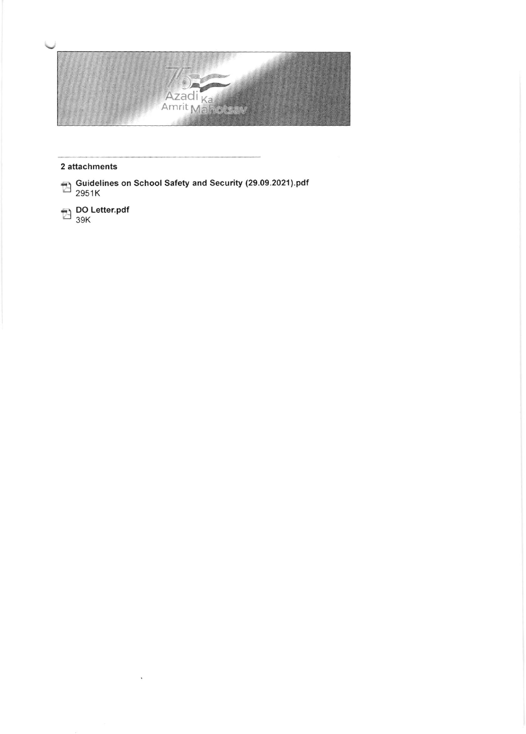Azadi Ka Amrit Mahotsav

---

**2 attachments**

**Guidelines on School Safety and Security (29.09.2021).pdf**
2951K

**DO Letter.pdf**
39K